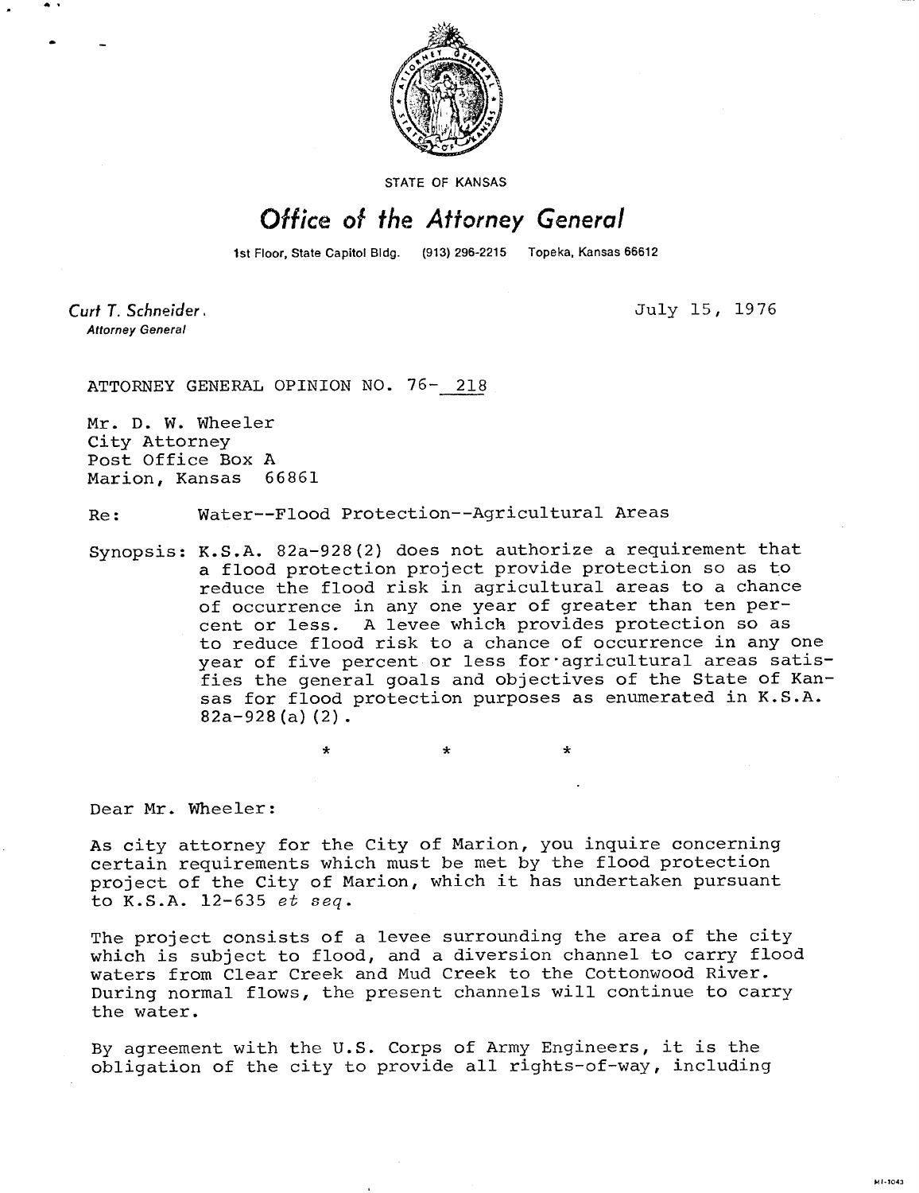STATE OF KANSAS

# *Office of the Attorney General*

1st Floor, State Capitol Bldg. (913) 296-2215 Topeka, Kansas 66612

*Curt T. Schneider*,
*Attorney General*

July 15, 1976

ATTORNEY GENERAL OPINION NO. 76- 218

Mr. D. W. Wheeler
City Attorney
Post Office Box A
Marion, Kansas 66861

Re: Water--Flood Protection--Agricultural Areas

Synopsis: K.S.A. 82a-928(2) does not authorize a requirement that a flood protection project provide protection so as to reduce the flood risk in agricultural areas to a chance of occurrence in any one year of greater than ten percent or less. A levee which provides protection so as to reduce flood risk to a chance of occurrence in any one year of five percent or less for agricultural areas satisfies the general goals and objectives of the State of Kansas for flood protection purposes as enumerated in K.S.A. 82a-928(a)(2).

\* \* \*

Dear Mr. Wheeler:

As city attorney for the City of Marion, you inquire concerning certain requirements which must be met by the flood protection project of the City of Marion, which it has undertaken pursuant to K.S.A. 12-635 *et seq.*

The project consists of a levee surrounding the area of the city which is subject to flood, and a diversion channel to carry flood waters from Clear Creek and Mud Creek to the Cottonwood River. During normal flows, the present channels will continue to carry the water.

By agreement with the U.S. Corps of Army Engineers, it is the obligation of the city to provide all rights-of-way, including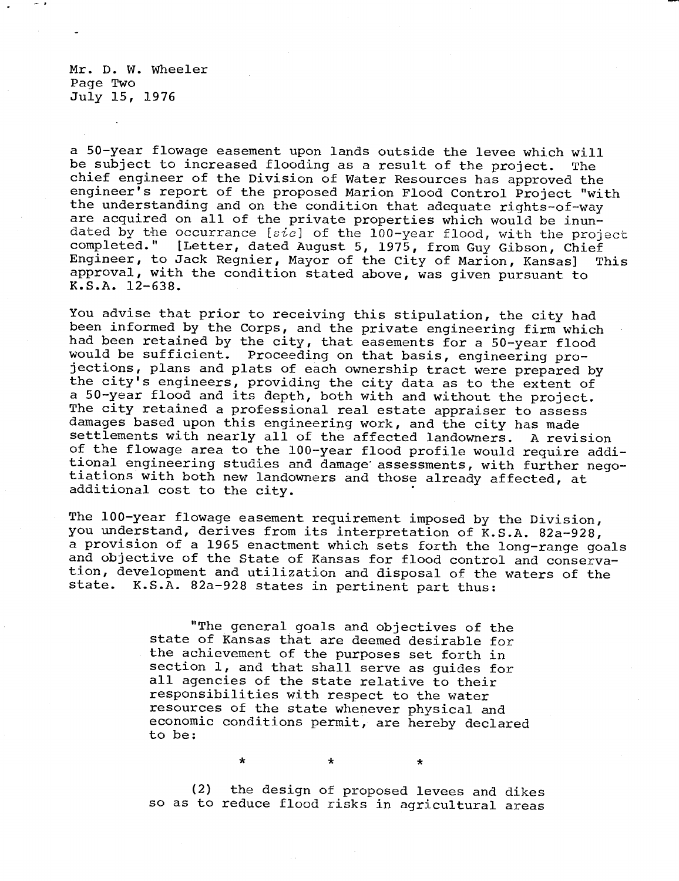a 50-year flowage easement upon lands outside the levee which will be subject to increased flooding as a result of the project. The chief engineer of the Division of Water Resources has approved the engineer's report of the proposed Marion Flood Control Project "with the understanding and on the condition that adequate rights-of-way are acquired on all of the private properties which would be inundated by the occurrance [*sic*] of the 100-year flood, with the project completed." [Letter, dated August 5, 1975, from Guy Gibson, Chief Engineer, to Jack Regnier, Mayor of the City of Marion, Kansas] This approval, with the condition stated above, was given pursuant to K.S.A. 12-638.

You advise that prior to receiving this stipulation, the city had been informed by the Corps, and the private engineering firm which had been retained by the city, that easements for a 50-year flood would be sufficient. Proceeding on that basis, engineering projections, plans and plats of each ownership tract were prepared by the city's engineers, providing the city data as to the extent of a 50-year flood and its depth, both with and without the project. The city retained a professional real estate appraiser to assess damages based upon this engineering work, and the city has made settlements with nearly all of the affected landowners. A revision of the flowage area to the 100-year flood profile would require additional engineering studies and damage assessments, with further negotiations with both new landowners and those already affected, at additional cost to the city.

The 100-year flowage easement requirement imposed by the Division, you understand, derives from its interpretation of K.S.A. 82a-928, a provision of a 1965 enactment which sets forth the long-range goals and objective of the State of Kansas for flood control and conservation, development and utilization and disposal of the waters of the state. K.S.A. 82a-928 states in pertinent part thus:

> "The general goals and objectives of the state of Kansas that are deemed desirable for the achievement of the purposes set forth in section 1, and that shall serve as guides for all agencies of the state relative to their responsibilities with respect to the water resources of the state whenever physical and economic conditions permit, are hereby declared to be:
>
> \* \* \*
>
> (2) the design of proposed levees and dikes so as to reduce flood risks in agricultural areas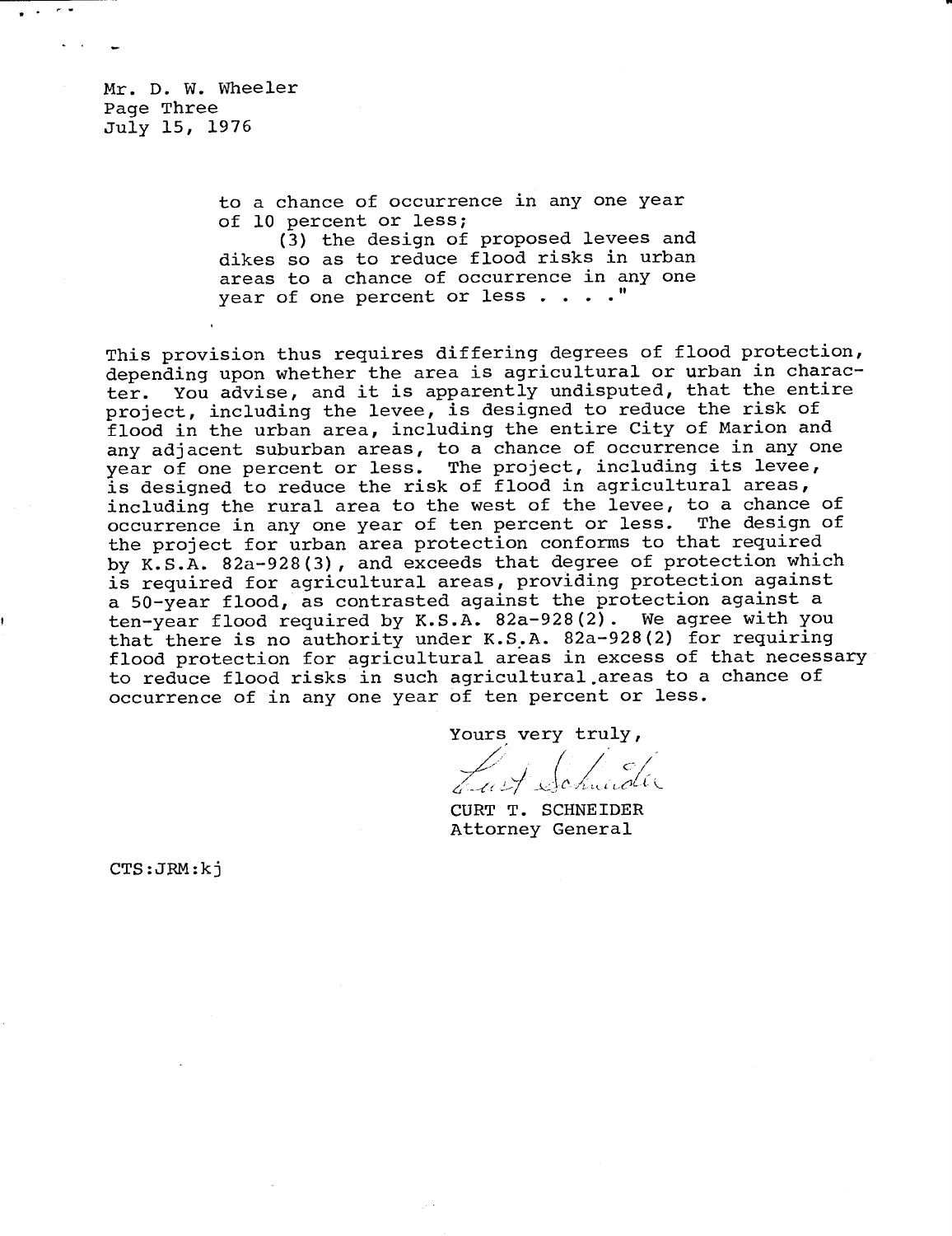Mr. D. W. Wheeler
Page Three
July 15, 1976

> to a chance of occurrence in any one year of 10 percent or less;
>
> (3) the design of proposed levees and dikes so as to reduce flood risks in urban areas to a chance of occurrence in any one year of one percent or less . . . ."

This provision thus requires differing degrees of flood protection, depending upon whether the area is agricultural or urban in character. You advise, and it is apparently undisputed, that the entire project, including the levee, is designed to reduce the risk of flood in the urban area, including the entire City of Marion and any adjacent suburban areas, to a chance of occurrence in any one year of one percent or less. The project, including its levee, is designed to reduce the risk of flood in agricultural areas, including the rural area to the west of the levee, to a chance of occurrence in any one year of ten percent or less. The design of the project for urban area protection conforms to that required by K.S.A. 82a-928(3), and exceeds that degree of protection which is required for agricultural areas, providing protection against a 50-year flood, as contrasted against the protection against a ten-year flood required by K.S.A. 82a-928(2). We agree with you that there is no authority under K.S.A. 82a-928(2) for requiring flood protection for agricultural areas in excess of that necessary to reduce flood risks in such agricultural areas to a chance of occurrence of in any one year of ten percent or less.

Yours very truly,

CURT T. SCHNEIDER
Attorney General

CTS:JRM:kj